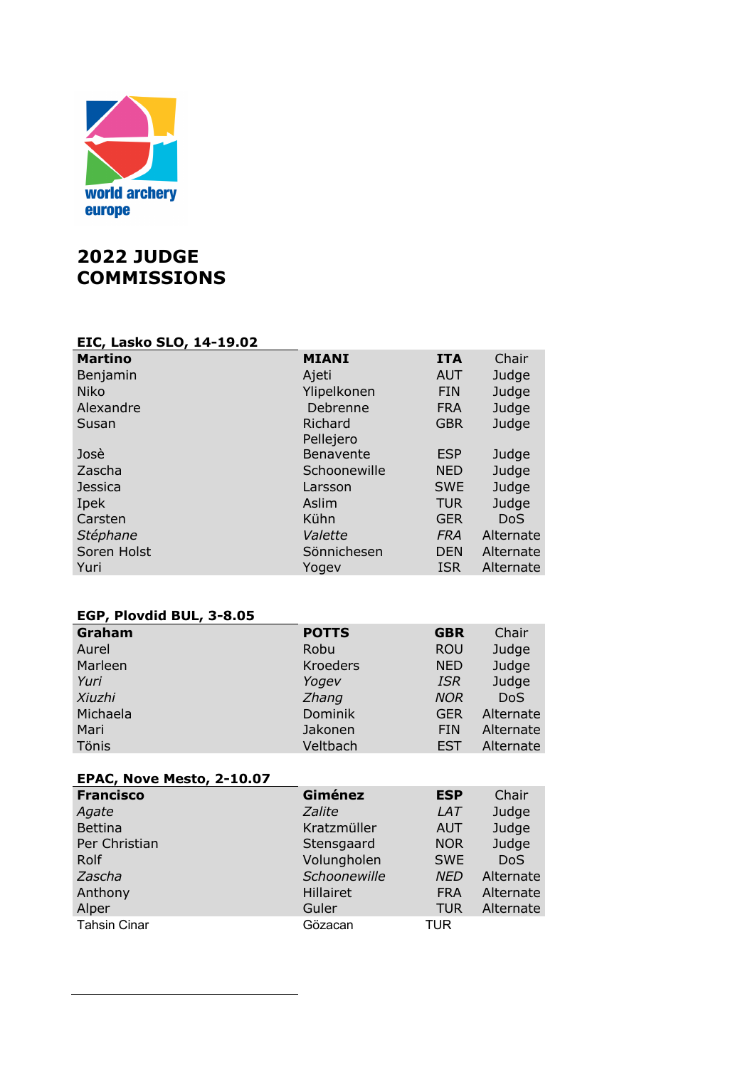world archery europe

# 2022 JUDGE COMMISSIONS

### EIC, Lasko SLO, 14-19.02

| **Martino** | **MIANI** | **ITA** | Chair |
|---|---|---|---|
| Benjamin | Ajeti | AUT | Judge |
| Niko | Ylipelkonen | FIN | Judge |
| Alexandre | Debrenne | FRA | Judge |
| Susan | Richard | GBR | Judge |
| Josè | Pellejero Benavente | ESP | Judge |
| Zascha | Schoonewille | NED | Judge |
| Jessica | Larsson | SWE | Judge |
| Ipek | Aslim | TUR | Judge |
| Carsten | Kühn | GER | DoS |
| *Stéphane* | *Valette* | *FRA* | Alternate |
| Soren Holst | Sönnichesen | DEN | Alternate |
| Yuri | Yogev | ISR | Alternate |

### EGP, Plovdid BUL, 3-8.05

| **Graham** | **POTTS** | **GBR** | Chair |
|---|---|---|---|
| Aurel | Robu | ROU | Judge |
| Marleen | Kroeders | NED | Judge |
| *Yuri* | *Yogev* | *ISR* | Judge |
| *Xiuzhi* | *Zhang* | *NOR* | DoS |
| Michaela | Dominik | GER | Alternate |
| Mari | Jakonen | FIN | Alternate |
| Tönis | Veltbach | EST | Alternate |

### EPAC, Nove Mesto, 2-10.07

| **Francisco** | **Giménez** | **ESP** | Chair |
|---|---|---|---|
| *Agate* | *Zalite* | *LAT* | Judge |
| Bettina | Kratzmüller | AUT | Judge |
| Per Christian | Stensgaard | NOR | Judge |
| Rolf | Volungholen | SWE | DoS |
| *Zascha* | *Schoonewille* | *NED* | Alternate |
| Anthony | Hillairet | FRA | Alternate |
| Alper | Guler | TUR | Alternate |
| Tahsin Cinar | Gözacan | TUR | |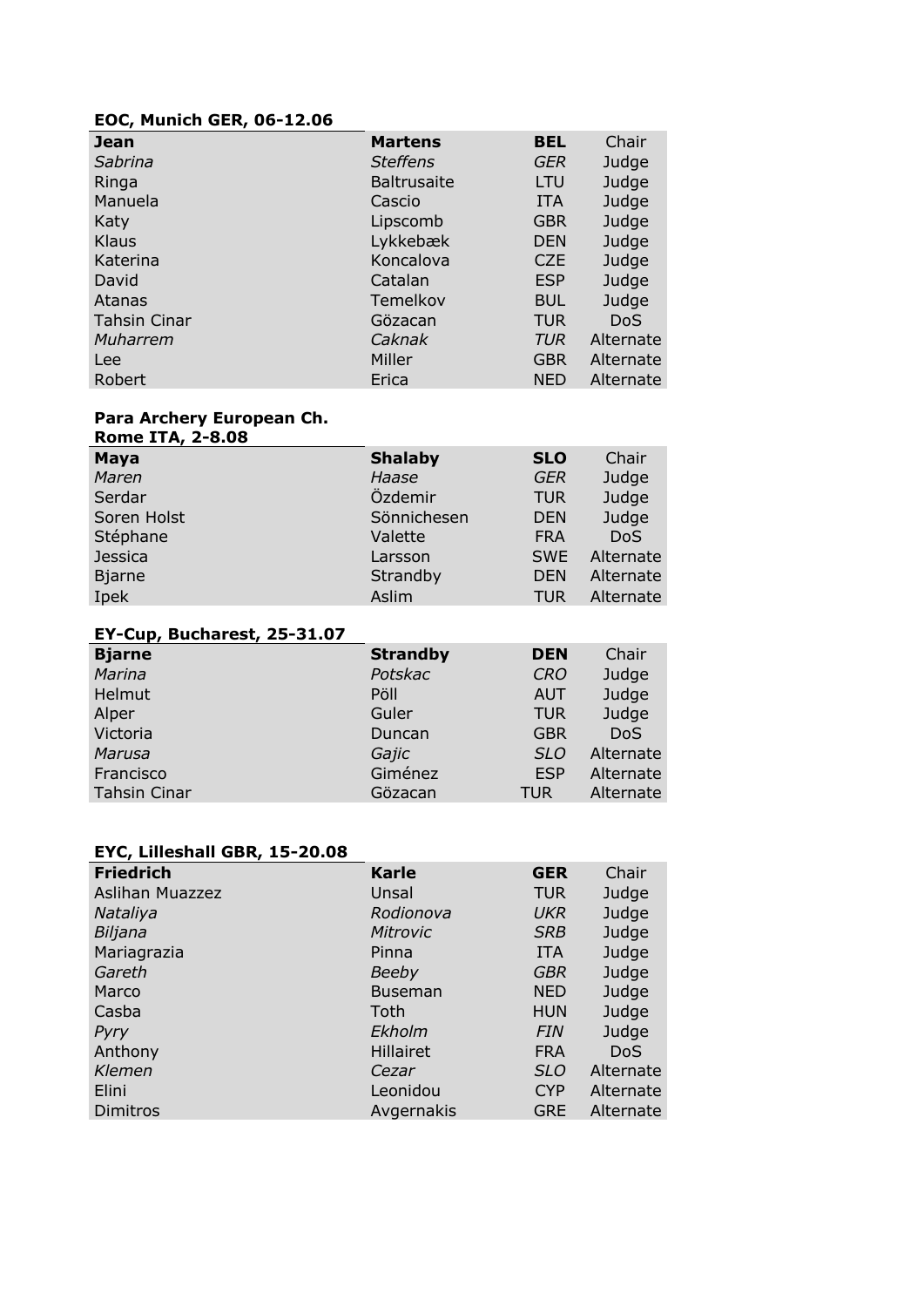**EOC, Munich GER, 06-12.06**

| **Jean** | **Martens** | **BEL** | Chair |
|---|---|---|---|
| *Sabrina* | *Steffens* | *GER* | Judge |
| Ringa | Baltrusaite | LTU | Judge |
| Manuela | Cascio | ITA | Judge |
| Katy | Lipscomb | GBR | Judge |
| Klaus | Lykkebæk | DEN | Judge |
| Katerina | Koncalova | CZE | Judge |
| David | Catalan | ESP | Judge |
| Atanas | Temelkov | BUL | Judge |
| Tahsin Cinar | Gözacan | TUR | DoS |
| *Muharrem* | *Caknak* | *TUR* | Alternate |
| Lee | Miller | GBR | Alternate |
| Robert | Erica | NED | Alternate |

**Para Archery European Ch.**
**Rome ITA, 2-8.08**

| **Maya** | **Shalaby** | **SLO** | Chair |
|---|---|---|---|
| *Maren* | *Haase* | *GER* | Judge |
| Serdar | Özdemir | TUR | Judge |
| Soren Holst | Sönnichesen | DEN | Judge |
| Stéphane | Valette | FRA | DoS |
| Jessica | Larsson | SWE | Alternate |
| Bjarne | Strandby | DEN | Alternate |
| Ipek | Aslim | TUR | Alternate |

**EY-Cup, Bucharest, 25-31.07**

| **Bjarne** | **Strandby** | **DEN** | Chair |
|---|---|---|---|
| *Marina* | *Potskac* | *CRO* | Judge |
| Helmut | Pöll | AUT | Judge |
| Alper | Guler | TUR | Judge |
| Victoria | Duncan | GBR | DoS |
| *Marusa* | *Gajic* | *SLO* | Alternate |
| Francisco | Giménez | ESP | Alternate |
| Tahsin Cinar | Gözacan | TUR | Alternate |

**EYC, Lilleshall GBR, 15-20.08**

| **Friedrich** | **Karle** | **GER** | Chair |
|---|---|---|---|
| Aslihan Muazzez | Unsal | TUR | Judge |
| *Nataliya* | *Rodionova* | *UKR* | Judge |
| *Biljana* | *Mitrovic* | *SRB* | Judge |
| Mariagrazia | Pinna | ITA | Judge |
| *Gareth* | *Beeby* | *GBR* | Judge |
| Marco | Buseman | NED | Judge |
| Casba | Toth | HUN | Judge |
| *Pyry* | *Ekholm* | *FIN* | Judge |
| Anthony | Hillairet | FRA | DoS |
| *Klemen* | *Cezar* | *SLO* | Alternate |
| Elini | Leonidou | CYP | Alternate |
| Dimitros | Avgernakis | GRE | Alternate |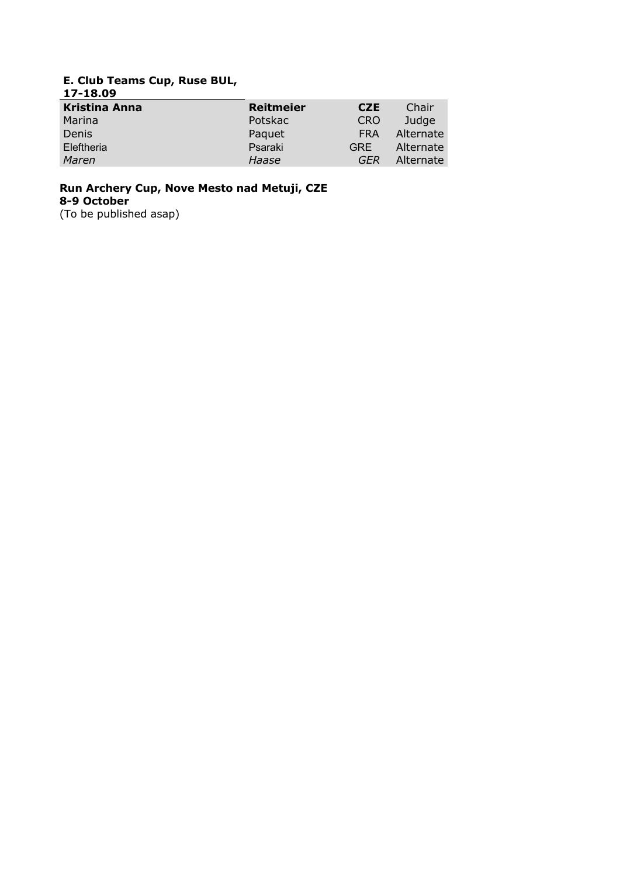**E. Club Teams Cup, Ruse BUL, 17-18.09**

| | | | |
|---|---|---|---|
| **Kristina Anna** | **Reitmeier** | **CZE** | Chair |
| Marina | Potskac | CRO | Judge |
| Denis | Paquet | FRA | Alternate |
| Eleftheria | Psaraki | GRE | Alternate |
| *Maren* | *Haase* | *GER* | Alternate |

**Run Archery Cup, Nove Mesto nad Metuji, CZE**
**8-9 October**
(To be published asap)